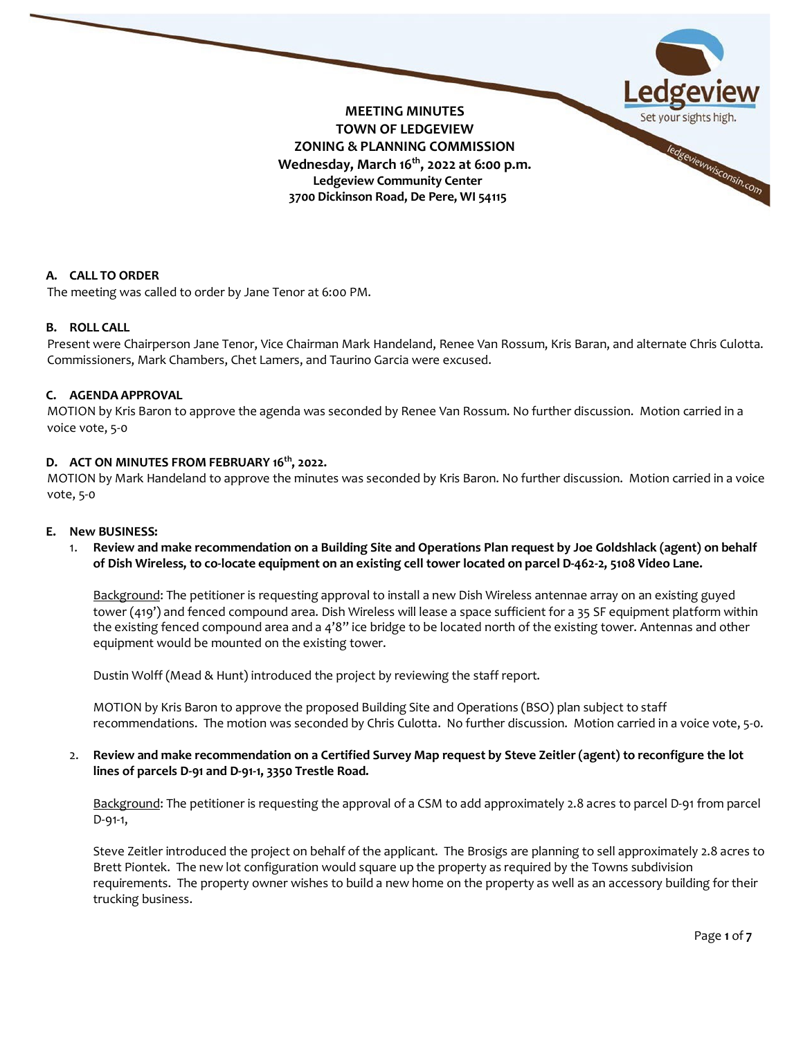# MEETING MINUTES
## TOWN OF LEDGEVIEW
## ZONING & PLANNING COMMISSION
**Wednesday, March 16th, 2022 at 6:00 p.m.**
**Ledgeview Community Center**
**3700 Dickinson Road, De Pere, WI 54115**

### A. CALL TO ORDER

The meeting was called to order by Jane Tenor at 6:00 PM.

### B. ROLL CALL

Present were Chairperson Jane Tenor, Vice Chairman Mark Handeland, Renee Van Rossum, Kris Baran, and alternate Chris Culotta. Commissioners, Mark Chambers, Chet Lamers, and Taurino Garcia were excused.

### C. AGENDA APPROVAL

MOTION by Kris Baron to approve the agenda was seconded by Renee Van Rossum. No further discussion. Motion carried in a voice vote, 5-0

### D. ACT ON MINUTES FROM FEBRUARY 16th, 2022.

MOTION by Mark Handeland to approve the minutes was seconded by Kris Baron. No further discussion. Motion carried in a voice vote, 5-0

### E. New BUSINESS:

1. **Review and make recommendation on a Building Site and Operations Plan request by Joe Goldshlack (agent) on behalf of Dish Wireless, to co-locate equipment on an existing cell tower located on parcel D-462-2, 5108 Video Lane.**

   Background: The petitioner is requesting approval to install a new Dish Wireless antennae array on an existing guyed tower (419') and fenced compound area. Dish Wireless will lease a space sufficient for a 35 SF equipment platform within the existing fenced compound area and a 4'8" ice bridge to be located north of the existing tower. Antennas and other equipment would be mounted on the existing tower.

   Dustin Wolff (Mead & Hunt) introduced the project by reviewing the staff report.

   MOTION by Kris Baron to approve the proposed Building Site and Operations (BSO) plan subject to staff recommendations. The motion was seconded by Chris Culotta. No further discussion. Motion carried in a voice vote, 5-0.

2. **Review and make recommendation on a Certified Survey Map request by Steve Zeitler (agent) to reconfigure the lot lines of parcels D-91 and D-91-1, 3350 Trestle Road.**

   Background: The petitioner is requesting the approval of a CSM to add approximately 2.8 acres to parcel D-91 from parcel D-91-1,

   Steve Zeitler introduced the project on behalf of the applicant. The Brosigs are planning to sell approximately 2.8 acres to Brett Piontek. The new lot configuration would square up the property as required by the Towns subdivision requirements. The property owner wishes to build a new home on the property as well as an accessory building for their trucking business.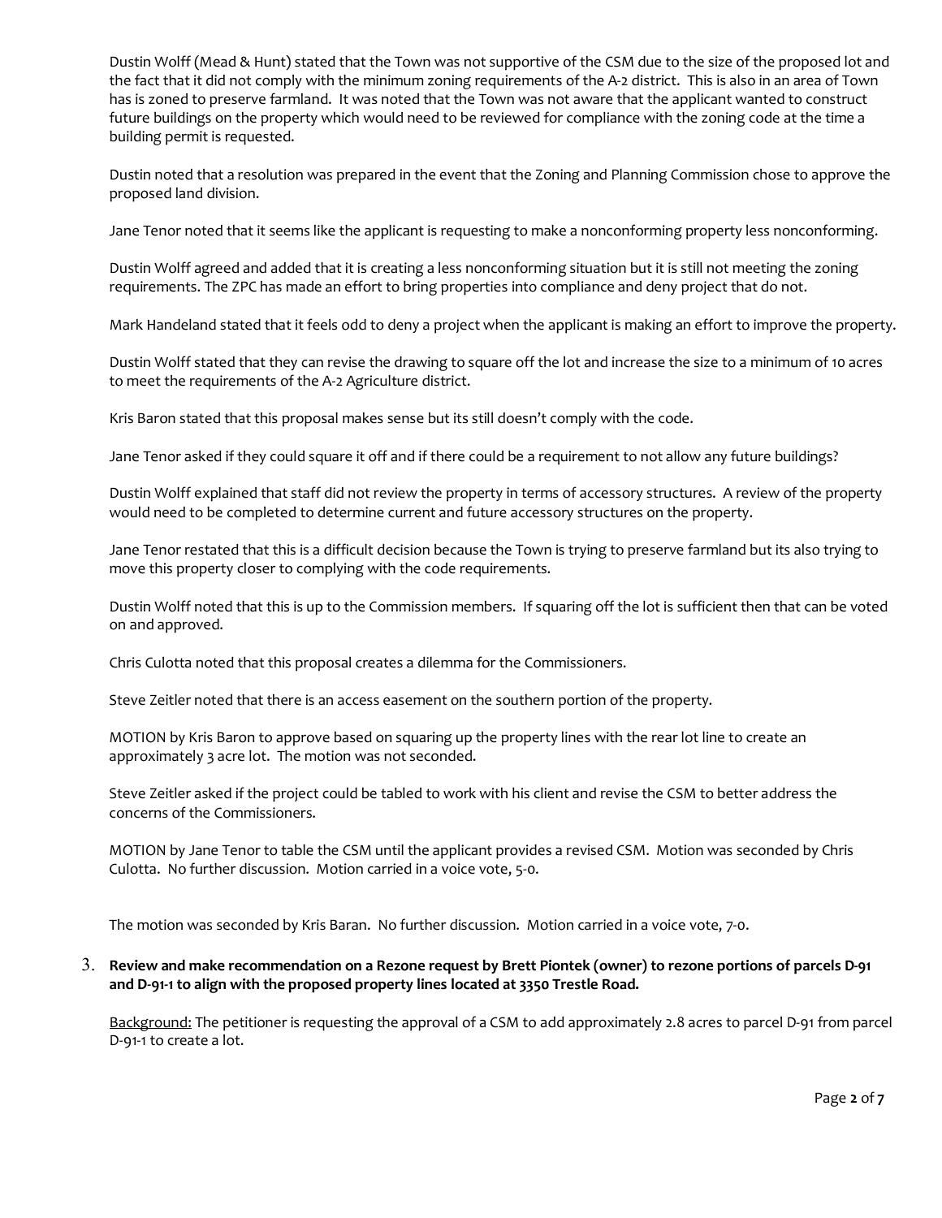Dustin Wolff (Mead & Hunt) stated that the Town was not supportive of the CSM due to the size of the proposed lot and the fact that it did not comply with the minimum zoning requirements of the A-2 district. This is also in an area of Town has is zoned to preserve farmland. It was noted that the Town was not aware that the applicant wanted to construct future buildings on the property which would need to be reviewed for compliance with the zoning code at the time a building permit is requested.

Dustin noted that a resolution was prepared in the event that the Zoning and Planning Commission chose to approve the proposed land division.

Jane Tenor noted that it seems like the applicant is requesting to make a nonconforming property less nonconforming.

Dustin Wolff agreed and added that it is creating a less nonconforming situation but it is still not meeting the zoning requirements. The ZPC has made an effort to bring properties into compliance and deny project that do not.

Mark Handeland stated that it feels odd to deny a project when the applicant is making an effort to improve the property.

Dustin Wolff stated that they can revise the drawing to square off the lot and increase the size to a minimum of 10 acres to meet the requirements of the A-2 Agriculture district.

Kris Baron stated that this proposal makes sense but its still doesn't comply with the code.

Jane Tenor asked if they could square it off and if there could be a requirement to not allow any future buildings?

Dustin Wolff explained that staff did not review the property in terms of accessory structures. A review of the property would need to be completed to determine current and future accessory structures on the property.

Jane Tenor restated that this is a difficult decision because the Town is trying to preserve farmland but its also trying to move this property closer to complying with the code requirements.

Dustin Wolff noted that this is up to the Commission members. If squaring off the lot is sufficient then that can be voted on and approved.

Chris Culotta noted that this proposal creates a dilemma for the Commissioners.

Steve Zeitler noted that there is an access easement on the southern portion of the property.

MOTION by Kris Baron to approve based on squaring up the property lines with the rear lot line to create an approximately 3 acre lot. The motion was not seconded.

Steve Zeitler asked if the project could be tabled to work with his client and revise the CSM to better address the concerns of the Commissioners.

MOTION by Jane Tenor to table the CSM until the applicant provides a revised CSM. Motion was seconded by Chris Culotta. No further discussion. Motion carried in a voice vote, 5-0.

The motion was seconded by Kris Baran. No further discussion. Motion carried in a voice vote, 7-0.

3. **Review and make recommendation on a Rezone request by Brett Piontek (owner) to rezone portions of parcels D-91 and D-91-1 to align with the proposed property lines located at 3350 Trestle Road.**

   Background: The petitioner is requesting the approval of a CSM to add approximately 2.8 acres to parcel D-91 from parcel D-91-1 to create a lot.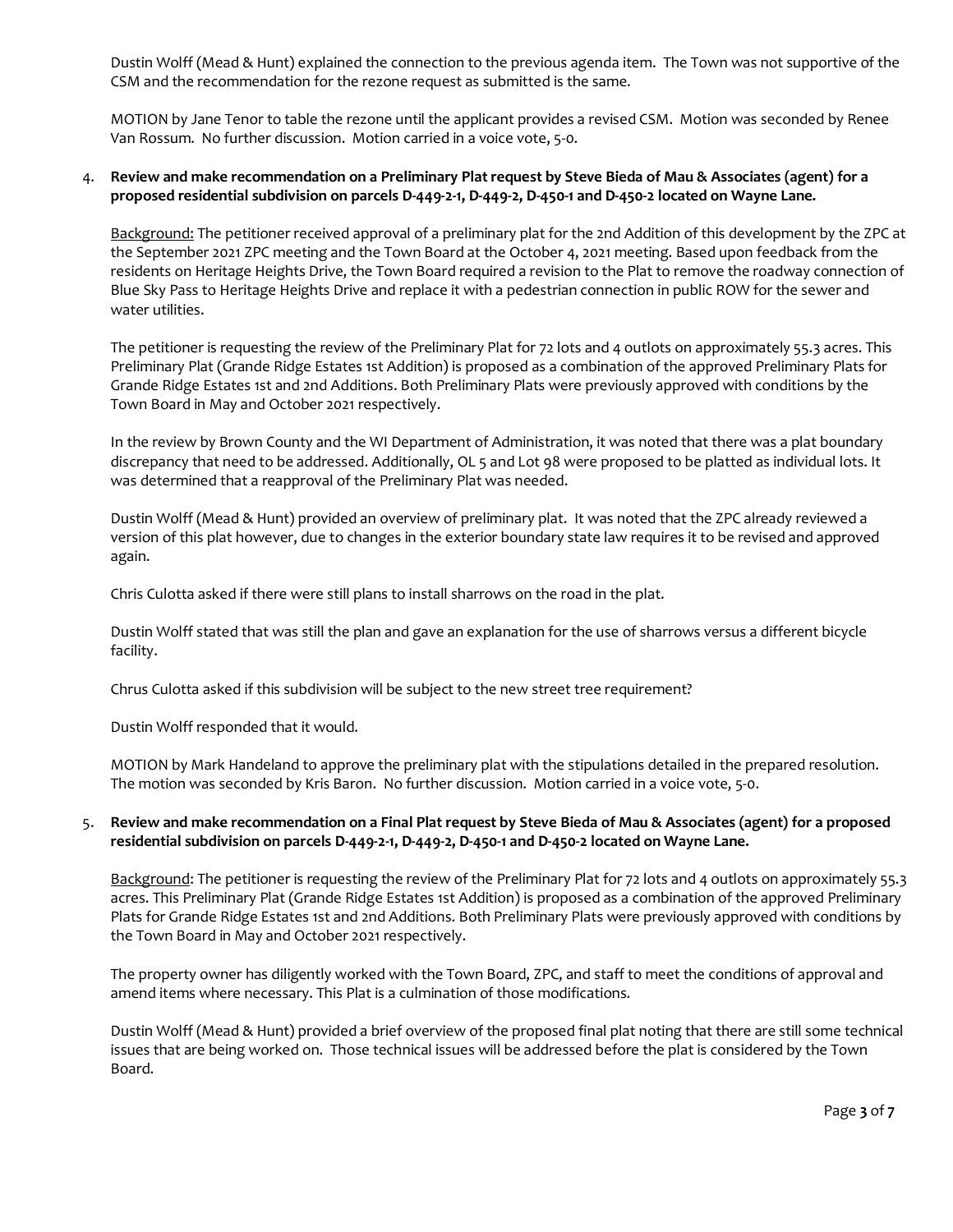Dustin Wolff (Mead & Hunt) explained the connection to the previous agenda item. The Town was not supportive of the CSM and the recommendation for the rezone request as submitted is the same.

MOTION by Jane Tenor to table the rezone until the applicant provides a revised CSM. Motion was seconded by Renee Van Rossum. No further discussion. Motion carried in a voice vote, 5-0.

4. **Review and make recommendation on a Preliminary Plat request by Steve Bieda of Mau & Associates (agent) for a proposed residential subdivision on parcels D-449-2-1, D-449-2, D-450-1 and D-450-2 located on Wayne Lane.**

   Background: The petitioner received approval of a preliminary plat for the 2nd Addition of this development by the ZPC at the September 2021 ZPC meeting and the Town Board at the October 4, 2021 meeting. Based upon feedback from the residents on Heritage Heights Drive, the Town Board required a revision to the Plat to remove the roadway connection of Blue Sky Pass to Heritage Heights Drive and replace it with a pedestrian connection in public ROW for the sewer and water utilities.

   The petitioner is requesting the review of the Preliminary Plat for 72 lots and 4 outlots on approximately 55.3 acres. This Preliminary Plat (Grande Ridge Estates 1st Addition) is proposed as a combination of the approved Preliminary Plats for Grande Ridge Estates 1st and 2nd Additions. Both Preliminary Plats were previously approved with conditions by the Town Board in May and October 2021 respectively.

   In the review by Brown County and the WI Department of Administration, it was noted that there was a plat boundary discrepancy that need to be addressed. Additionally, OL 5 and Lot 98 were proposed to be platted as individual lots. It was determined that a reapproval of the Preliminary Plat was needed.

   Dustin Wolff (Mead & Hunt) provided an overview of preliminary plat. It was noted that the ZPC already reviewed a version of this plat however, due to changes in the exterior boundary state law requires it to be revised and approved again.

   Chris Culotta asked if there were still plans to install sharrows on the road in the plat.

   Dustin Wolff stated that was still the plan and gave an explanation for the use of sharrows versus a different bicycle facility.

   Chrus Culotta asked if this subdivision will be subject to the new street tree requirement?

   Dustin Wolff responded that it would.

   MOTION by Mark Handeland to approve the preliminary plat with the stipulations detailed in the prepared resolution. The motion was seconded by Kris Baron. No further discussion. Motion carried in a voice vote, 5-0.

5. **Review and make recommendation on a Final Plat request by Steve Bieda of Mau & Associates (agent) for a proposed residential subdivision on parcels D-449-2-1, D-449-2, D-450-1 and D-450-2 located on Wayne Lane.**

   Background: The petitioner is requesting the review of the Preliminary Plat for 72 lots and 4 outlots on approximately 55.3 acres. This Preliminary Plat (Grande Ridge Estates 1st Addition) is proposed as a combination of the approved Preliminary Plats for Grande Ridge Estates 1st and 2nd Additions. Both Preliminary Plats were previously approved with conditions by the Town Board in May and October 2021 respectively.

   The property owner has diligently worked with the Town Board, ZPC, and staff to meet the conditions of approval and amend items where necessary. This Plat is a culmination of those modifications.

   Dustin Wolff (Mead & Hunt) provided a brief overview of the proposed final plat noting that there are still some technical issues that are being worked on. Those technical issues will be addressed before the plat is considered by the Town Board.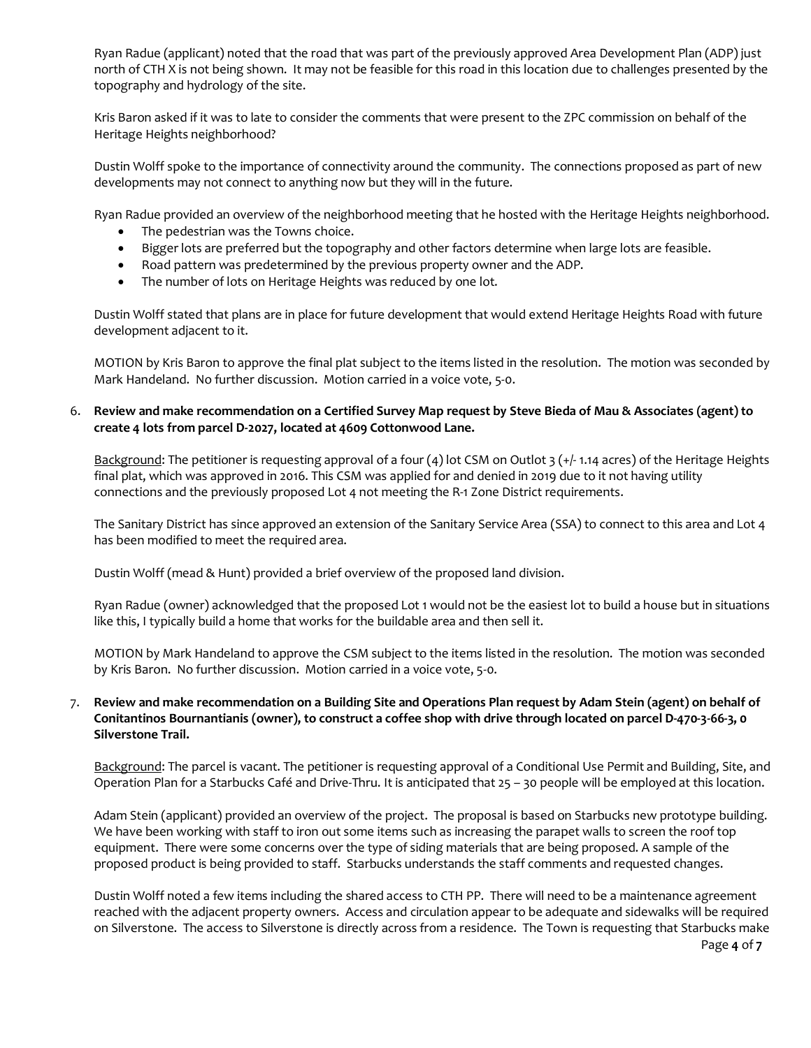Ryan Radue (applicant) noted that the road that was part of the previously approved Area Development Plan (ADP) just north of CTH X is not being shown. It may not be feasible for this road in this location due to challenges presented by the topography and hydrology of the site.

Kris Baron asked if it was to late to consider the comments that were present to the ZPC commission on behalf of the Heritage Heights neighborhood?

Dustin Wolff spoke to the importance of connectivity around the community. The connections proposed as part of new developments may not connect to anything now but they will in the future.

Ryan Radue provided an overview of the neighborhood meeting that he hosted with the Heritage Heights neighborhood.

- The pedestrian was the Towns choice.
- Bigger lots are preferred but the topography and other factors determine when large lots are feasible.
- Road pattern was predetermined by the previous property owner and the ADP.
- The number of lots on Heritage Heights was reduced by one lot.

Dustin Wolff stated that plans are in place for future development that would extend Heritage Heights Road with future development adjacent to it.

MOTION by Kris Baron to approve the final plat subject to the items listed in the resolution. The motion was seconded by Mark Handeland. No further discussion. Motion carried in a voice vote, 5-0.

6. **Review and make recommendation on a Certified Survey Map request by Steve Bieda of Mau & Associates (agent) to create 4 lots from parcel D-2027, located at 4609 Cottonwood Lane.**

   Background: The petitioner is requesting approval of a four (4) lot CSM on Outlot 3 (+/- 1.14 acres) of the Heritage Heights final plat, which was approved in 2016. This CSM was applied for and denied in 2019 due to it not having utility connections and the previously proposed Lot 4 not meeting the R-1 Zone District requirements.

   The Sanitary District has since approved an extension of the Sanitary Service Area (SSA) to connect to this area and Lot 4 has been modified to meet the required area.

   Dustin Wolff (mead & Hunt) provided a brief overview of the proposed land division.

   Ryan Radue (owner) acknowledged that the proposed Lot 1 would not be the easiest lot to build a house but in situations like this, I typically build a home that works for the buildable area and then sell it.

   MOTION by Mark Handeland to approve the CSM subject to the items listed in the resolution. The motion was seconded by Kris Baron. No further discussion. Motion carried in a voice vote, 5-0.

7. **Review and make recommendation on a Building Site and Operations Plan request by Adam Stein (agent) on behalf of Conitantinos Bournantianis (owner), to construct a coffee shop with drive through located on parcel D-470-3-66-3, 0 Silverstone Trail.**

   Background: The parcel is vacant. The petitioner is requesting approval of a Conditional Use Permit and Building, Site, and Operation Plan for a Starbucks Café and Drive-Thru. It is anticipated that 25 – 30 people will be employed at this location.

   Adam Stein (applicant) provided an overview of the project. The proposal is based on Starbucks new prototype building. We have been working with staff to iron out some items such as increasing the parapet walls to screen the roof top equipment. There were some concerns over the type of siding materials that are being proposed. A sample of the proposed product is being provided to staff. Starbucks understands the staff comments and requested changes.

   Dustin Wolff noted a few items including the shared access to CTH PP. There will need to be a maintenance agreement reached with the adjacent property owners. Access and circulation appear to be adequate and sidewalks will be required on Silverstone. The access to Silverstone is directly across from a residence. The Town is requesting that Starbucks make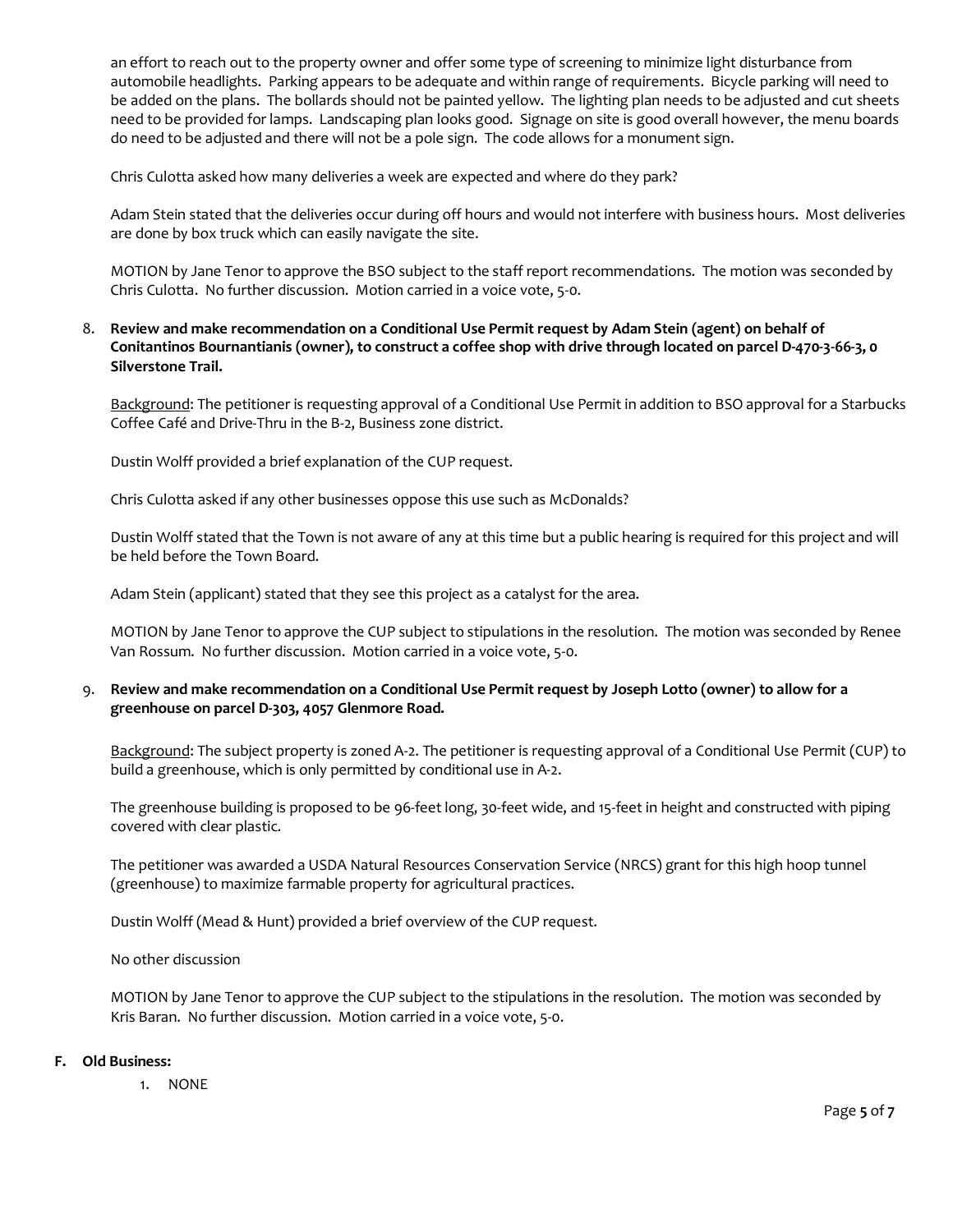an effort to reach out to the property owner and offer some type of screening to minimize light disturbance from automobile headlights. Parking appears to be adequate and within range of requirements. Bicycle parking will need to be added on the plans. The bollards should not be painted yellow. The lighting plan needs to be adjusted and cut sheets need to be provided for lamps. Landscaping plan looks good. Signage on site is good overall however, the menu boards do need to be adjusted and there will not be a pole sign. The code allows for a monument sign.

Chris Culotta asked how many deliveries a week are expected and where do they park?

Adam Stein stated that the deliveries occur during off hours and would not interfere with business hours. Most deliveries are done by box truck which can easily navigate the site.

MOTION by Jane Tenor to approve the BSO subject to the staff report recommendations. The motion was seconded by Chris Culotta. No further discussion. Motion carried in a voice vote, 5-0.

8. **Review and make recommendation on a Conditional Use Permit request by Adam Stein (agent) on behalf of Conitantinos Bournantianis (owner), to construct a coffee shop with drive through located on parcel D-470-3-66-3, 0 Silverstone Trail.**

   Background: The petitioner is requesting approval of a Conditional Use Permit in addition to BSO approval for a Starbucks Coffee Café and Drive-Thru in the B-2, Business zone district.

   Dustin Wolff provided a brief explanation of the CUP request.

   Chris Culotta asked if any other businesses oppose this use such as McDonalds?

   Dustin Wolff stated that the Town is not aware of any at this time but a public hearing is required for this project and will be held before the Town Board.

   Adam Stein (applicant) stated that they see this project as a catalyst for the area.

   MOTION by Jane Tenor to approve the CUP subject to stipulations in the resolution. The motion was seconded by Renee Van Rossum. No further discussion. Motion carried in a voice vote, 5-0.

9. **Review and make recommendation on a Conditional Use Permit request by Joseph Lotto (owner) to allow for a greenhouse on parcel D-303, 4057 Glenmore Road.**

   Background: The subject property is zoned A-2. The petitioner is requesting approval of a Conditional Use Permit (CUP) to build a greenhouse, which is only permitted by conditional use in A-2.

   The greenhouse building is proposed to be 96-feet long, 30-feet wide, and 15-feet in height and constructed with piping covered with clear plastic.

   The petitioner was awarded a USDA Natural Resources Conservation Service (NRCS) grant for this high hoop tunnel (greenhouse) to maximize farmable property for agricultural practices.

   Dustin Wolff (Mead & Hunt) provided a brief overview of the CUP request.

   No other discussion

   MOTION by Jane Tenor to approve the CUP subject to the stipulations in the resolution. The motion was seconded by Kris Baran. No further discussion. Motion carried in a voice vote, 5-0.

**F. Old Business:**

1. NONE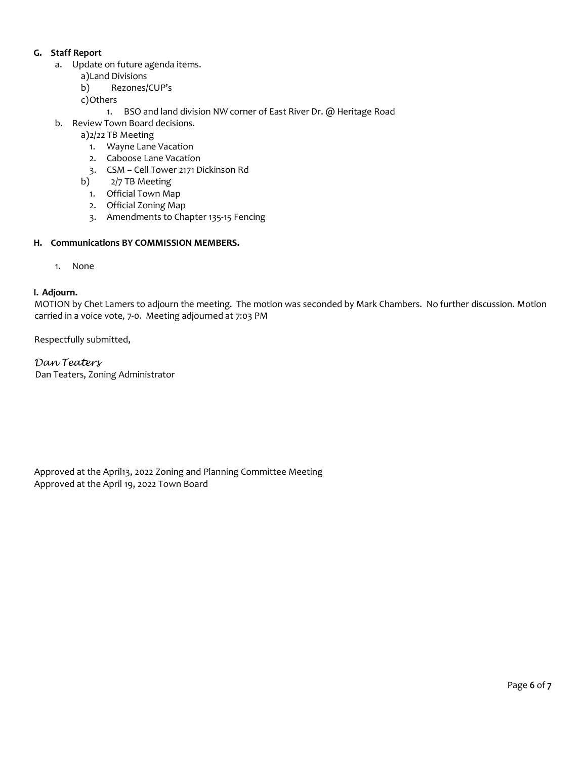**G. Staff Report**

- a. Update on future agenda items.
  - a) Land Divisions
  - b) Rezones/CUP's
  - c) Others
    1. BSO and land division NW corner of East River Dr. @ Heritage Road
- b. Review Town Board decisions.
  - a) 2/22 TB Meeting
    1. Wayne Lane Vacation
    2. Caboose Lane Vacation
    3. CSM – Cell Tower 2171 Dickinson Rd
  - b) 2/7 TB Meeting
    1. Official Town Map
    2. Official Zoning Map
    3. Amendments to Chapter 135-15 Fencing

**H. Communications BY COMMISSION MEMBERS.**

1. None

**I. Adjourn.**

MOTION by Chet Lamers to adjourn the meeting. The motion was seconded by Mark Chambers. No further discussion. Motion carried in a voice vote, 7-0. Meeting adjourned at 7:03 PM

Respectfully submitted,

*Dan Teaters*

Dan Teaters, Zoning Administrator

Approved at the April13, 2022 Zoning and Planning Committee Meeting

Approved at the April 19, 2022 Town Board